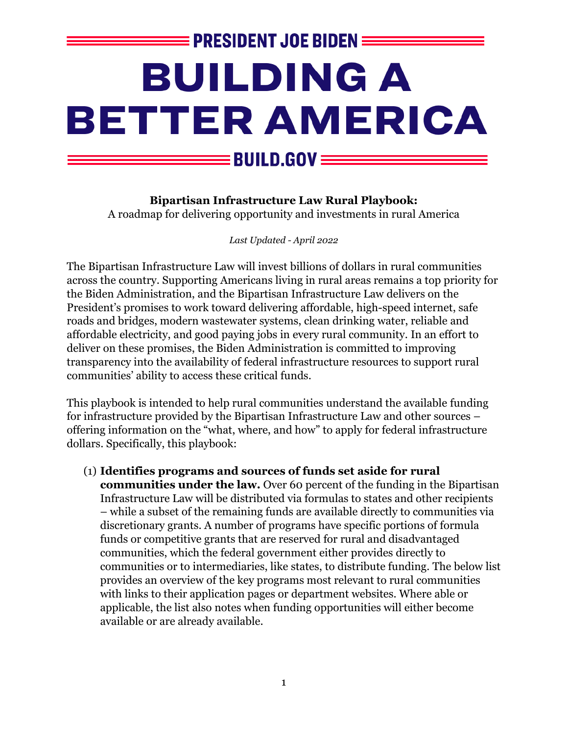PRESIDENT JOE BIDEN

# BUILDING A BETTER AMERICA

BUILD.GOV

**Bipartisan Infrastructure Law Rural Playbook:**
A roadmap for delivering opportunity and investments in rural America

*Last Updated - April 2022*

The Bipartisan Infrastructure Law will invest billions of dollars in rural communities across the country. Supporting Americans living in rural areas remains a top priority for the Biden Administration, and the Bipartisan Infrastructure Law delivers on the President's promises to work toward delivering affordable, high-speed internet, safe roads and bridges, modern wastewater systems, clean drinking water, reliable and affordable electricity, and good paying jobs in every rural community. In an effort to deliver on these promises, the Biden Administration is committed to improving transparency into the availability of federal infrastructure resources to support rural communities' ability to access these critical funds.

This playbook is intended to help rural communities understand the available funding for infrastructure provided by the Bipartisan Infrastructure Law and other sources – offering information on the "what, where, and how" to apply for federal infrastructure dollars. Specifically, this playbook:

(1) **Identifies programs and sources of funds set aside for rural communities under the law.** Over 60 percent of the funding in the Bipartisan Infrastructure Law will be distributed via formulas to states and other recipients – while a subset of the remaining funds are available directly to communities via discretionary grants. A number of programs have specific portions of formula funds or competitive grants that are reserved for rural and disadvantaged communities, which the federal government either provides directly to communities or to intermediaries, like states, to distribute funding. The below list provides an overview of the key programs most relevant to rural communities with links to their application pages or department websites. Where able or applicable, the list also notes when funding opportunities will either become available or are already available.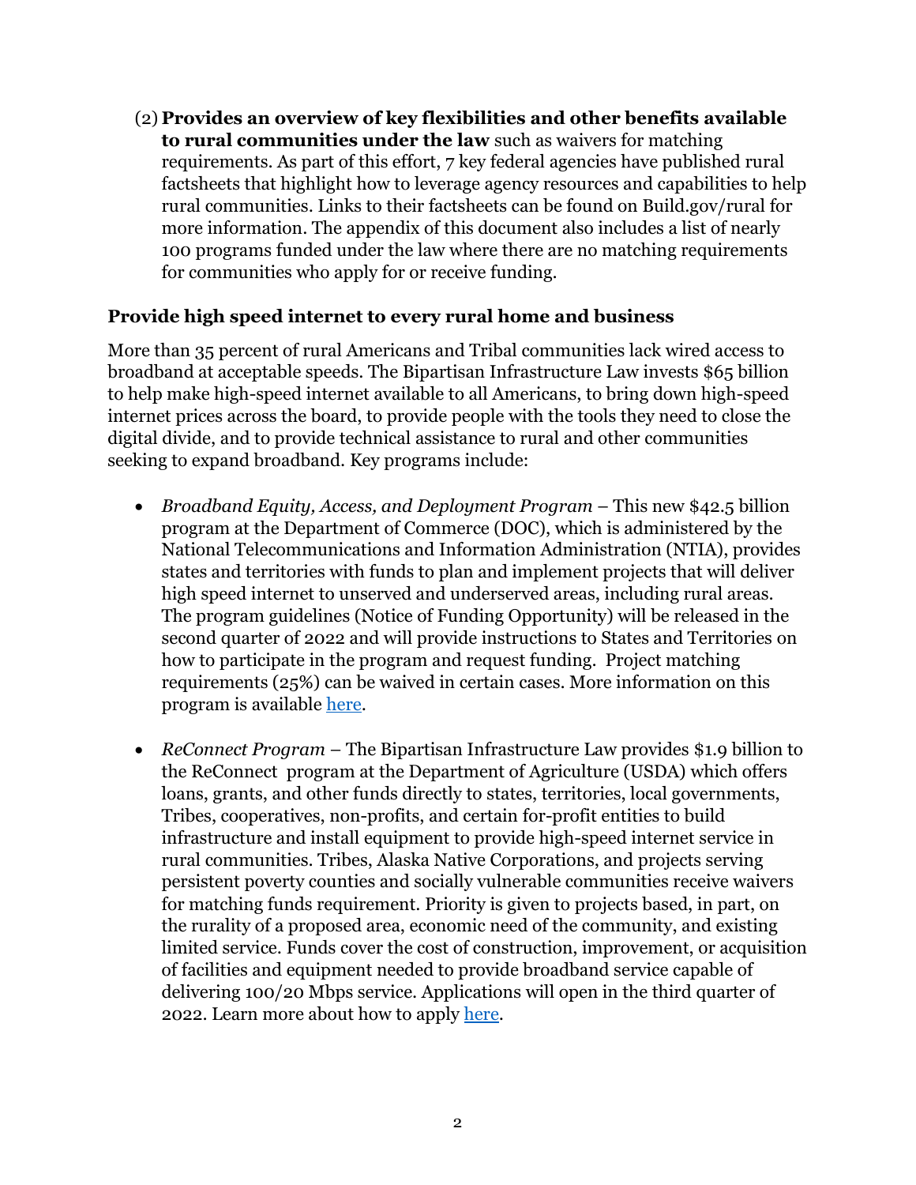(2) **Provides an overview of key flexibilities and other benefits available to rural communities under the law** such as waivers for matching requirements. As part of this effort, 7 key federal agencies have published rural factsheets that highlight how to leverage agency resources and capabilities to help rural communities. Links to their factsheets can be found on Build.gov/rural for more information. The appendix of this document also includes a list of nearly 100 programs funded under the law where there are no matching requirements for communities who apply for or receive funding.

### Provide high speed internet to every rural home and business

More than 35 percent of rural Americans and Tribal communities lack wired access to broadband at acceptable speeds. The Bipartisan Infrastructure Law invests $65 billion to help make high-speed internet available to all Americans, to bring down high-speed internet prices across the board, to provide people with the tools they need to close the digital divide, and to provide technical assistance to rural and other communities seeking to expand broadband. Key programs include:

- *Broadband Equity, Access, and Deployment Program* – This new $42.5 billion program at the Department of Commerce (DOC), which is administered by the National Telecommunications and Information Administration (NTIA), provides states and territories with funds to plan and implement projects that will deliver high speed internet to unserved and underserved areas, including rural areas. The program guidelines (Notice of Funding Opportunity) will be released in the second quarter of 2022 and will provide instructions to States and Territories on how to participate in the program and request funding. Project matching requirements (25%) can be waived in certain cases. More information on this program is available here.

- *ReConnect Program* – The Bipartisan Infrastructure Law provides $1.9 billion to the ReConnect program at the Department of Agriculture (USDA) which offers loans, grants, and other funds directly to states, territories, local governments, Tribes, cooperatives, non-profits, and certain for-profit entities to build infrastructure and install equipment to provide high-speed internet service in rural communities. Tribes, Alaska Native Corporations, and projects serving persistent poverty counties and socially vulnerable communities receive waivers for matching funds requirement. Priority is given to projects based, in part, on the rurality of a proposed area, economic need of the community, and existing limited service. Funds cover the cost of construction, improvement, or acquisition of facilities and equipment needed to provide broadband service capable of delivering 100/20 Mbps service. Applications will open in the third quarter of 2022. Learn more about how to apply here.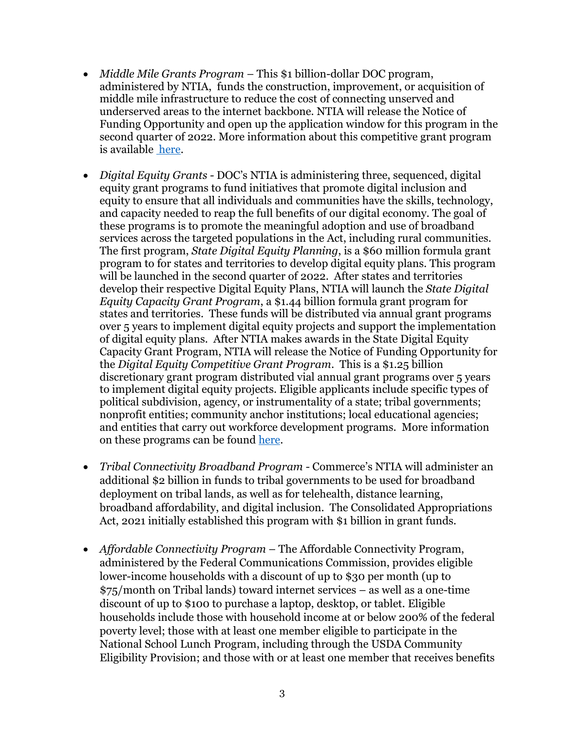- *Middle Mile Grants Program* – This $1 billion-dollar DOC program, administered by NTIA, funds the construction, improvement, or acquisition of middle mile infrastructure to reduce the cost of connecting unserved and underserved areas to the internet backbone. NTIA will release the Notice of Funding Opportunity and open up the application window for this program in the second quarter of 2022. More information about this competitive grant program is available [here](#).

- *Digital Equity Grants* - DOC's NTIA is administering three, sequenced, digital equity grant programs to fund initiatives that promote digital inclusion and equity to ensure that all individuals and communities have the skills, technology, and capacity needed to reap the full benefits of our digital economy. The goal of these programs is to promote the meaningful adoption and use of broadband services across the targeted populations in the Act, including rural communities. The first program, *State Digital Equity Planning*, is a $60 million formula grant program to for states and territories to develop digital equity plans. This program will be launched in the second quarter of 2022. After states and territories develop their respective Digital Equity Plans, NTIA will launch the *State Digital Equity Capacity Grant Program*, a $1.44 billion formula grant program for states and territories. These funds will be distributed via annual grant programs over 5 years to implement digital equity projects and support the implementation of digital equity plans. After NTIA makes awards in the State Digital Equity Capacity Grant Program, NTIA will release the Notice of Funding Opportunity for the *Digital Equity Competitive Grant Program*. This is a $1.25 billion discretionary grant program distributed vial annual grant programs over 5 years to implement digital equity projects. Eligible applicants include specific types of political subdivision, agency, or instrumentality of a state; tribal governments; nonprofit entities; community anchor institutions; local educational agencies; and entities that carry out workforce development programs. More information on these programs can be found [here](#).

- *Tribal Connectivity Broadband Program* - Commerce's NTIA will administer an additional $2 billion in funds to tribal governments to be used for broadband deployment on tribal lands, as well as for telehealth, distance learning, broadband affordability, and digital inclusion. The Consolidated Appropriations Act, 2021 initially established this program with $1 billion in grant funds.

- *Affordable Connectivity Program* – The Affordable Connectivity Program, administered by the Federal Communications Commission, provides eligible lower-income households with a discount of up to $30 per month (up to $75/month on Tribal lands) toward internet services – as well as a one-time discount of up to $100 to purchase a laptop, desktop, or tablet. Eligible households include those with household income at or below 200% of the federal poverty level; those with at least one member eligible to participate in the National School Lunch Program, including through the USDA Community Eligibility Provision; and those with or at least one member that receives benefits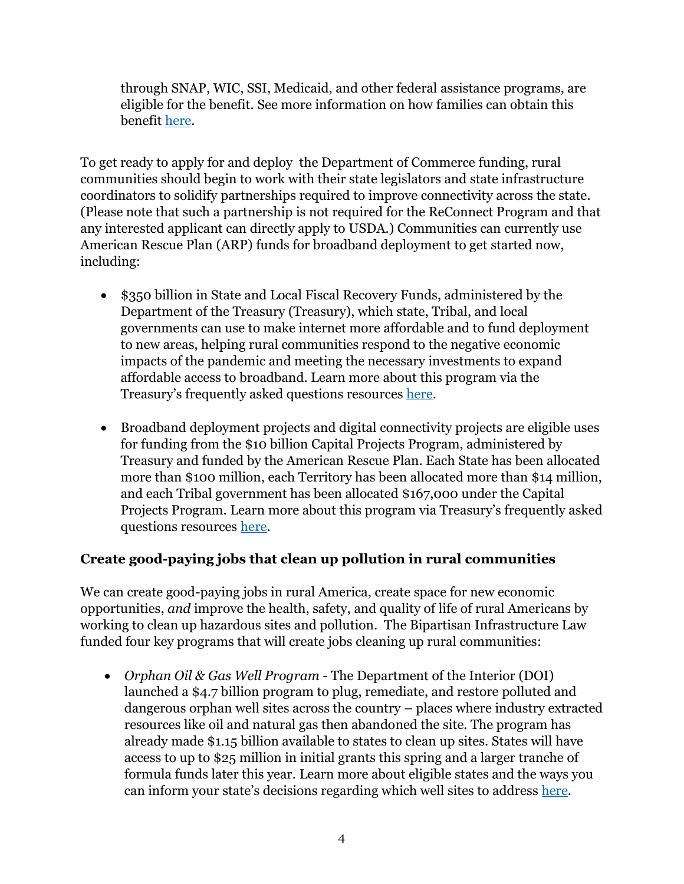through SNAP, WIC, SSI, Medicaid, and other federal assistance programs, are eligible for the benefit. See more information on how families can obtain this benefit here.

To get ready to apply for and deploy the Department of Commerce funding, rural communities should begin to work with their state legislators and state infrastructure coordinators to solidify partnerships required to improve connectivity across the state. (Please note that such a partnership is not required for the ReConnect Program and that any interested applicant can directly apply to USDA.) Communities can currently use American Rescue Plan (ARP) funds for broadband deployment to get started now, including:

- $350 billion in State and Local Fiscal Recovery Funds, administered by the Department of the Treasury (Treasury), which state, Tribal, and local governments can use to make internet more affordable and to fund deployment to new areas, helping rural communities respond to the negative economic impacts of the pandemic and meeting the necessary investments to expand affordable access to broadband. Learn more about this program via the Treasury's frequently asked questions resources here.

- Broadband deployment projects and digital connectivity projects are eligible uses for funding from the $10 billion Capital Projects Program, administered by Treasury and funded by the American Rescue Plan. Each State has been allocated more than $100 million, each Territory has been allocated more than $14 million, and each Tribal government has been allocated $167,000 under the Capital Projects Program. Learn more about this program via Treasury's frequently asked questions resources here.

### Create good-paying jobs that clean up pollution in rural communities

We can create good-paying jobs in rural America, create space for new economic opportunities, *and* improve the health, safety, and quality of life of rural Americans by working to clean up hazardous sites and pollution. The Bipartisan Infrastructure Law funded four key programs that will create jobs cleaning up rural communities:

- *Orphan Oil & Gas Well Program* - The Department of the Interior (DOI) launched a $4.7 billion program to plug, remediate, and restore polluted and dangerous orphan well sites across the country – places where industry extracted resources like oil and natural gas then abandoned the site. The program has already made $1.15 billion available to states to clean up sites. States will have access to up to $25 million in initial grants this spring and a larger tranche of formula funds later this year. Learn more about eligible states and the ways you can inform your state's decisions regarding which well sites to address here.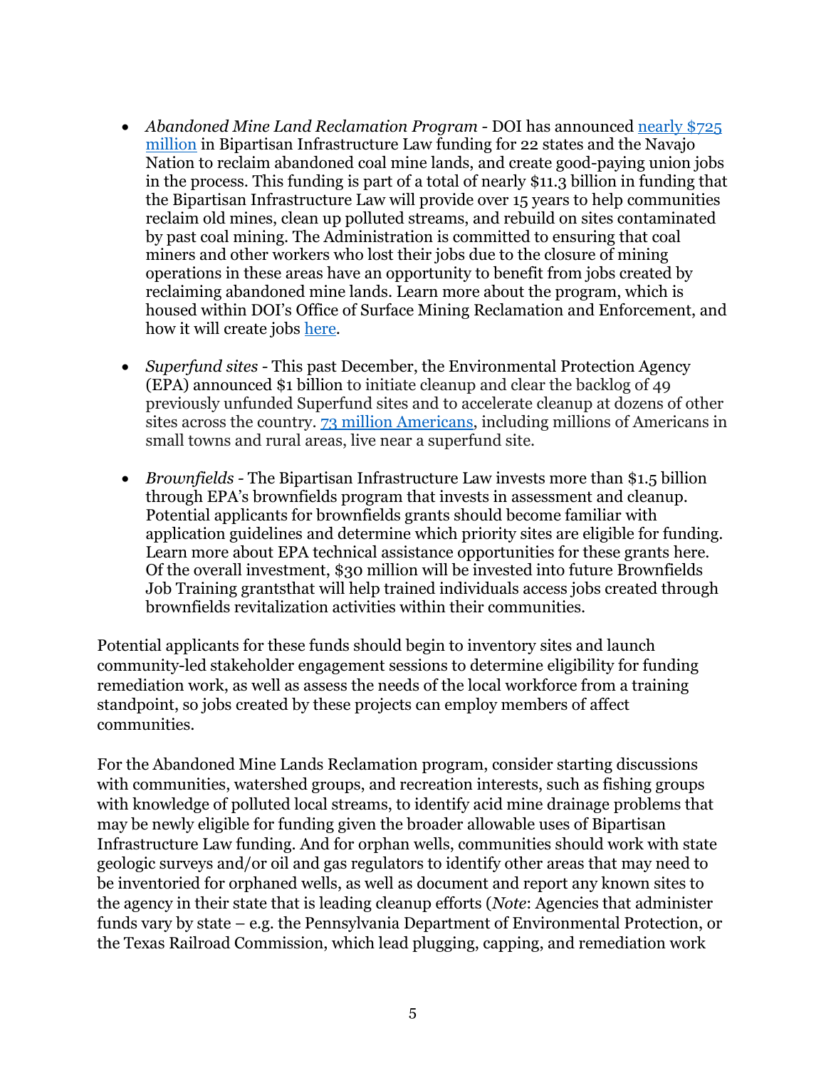- *Abandoned Mine Land Reclamation Program* - DOI has announced [nearly $725 million](#) in Bipartisan Infrastructure Law funding for 22 states and the Navajo Nation to reclaim abandoned coal mine lands, and create good-paying union jobs in the process. This funding is part of a total of nearly $11.3 billion in funding that the Bipartisan Infrastructure Law will provide over 15 years to help communities reclaim old mines, clean up polluted streams, and rebuild on sites contaminated by past coal mining. The Administration is committed to ensuring that coal miners and other workers who lost their jobs due to the closure of mining operations in these areas have an opportunity to benefit from jobs created by reclaiming abandoned mine lands. Learn more about the program, which is housed within DOI's Office of Surface Mining Reclamation and Enforcement, and how it will create jobs [here](#).

- *Superfund sites* - This past December, the Environmental Protection Agency (EPA) announced $1 billion to initiate cleanup and clear the backlog of 49 previously unfunded Superfund sites and to accelerate cleanup at dozens of other sites across the country. [73 million Americans](#), including millions of Americans in small towns and rural areas, live near a superfund site.

- *Brownfields* - The Bipartisan Infrastructure Law invests more than $1.5 billion through EPA's brownfields program that invests in assessment and cleanup. Potential applicants for brownfields grants should become familiar with application guidelines and determine which priority sites are eligible for funding. Learn more about EPA technical assistance opportunities for these grants here. Of the overall investment, $30 million will be invested into future Brownfields Job Training grantsthat will help trained individuals access jobs created through brownfields revitalization activities within their communities.

Potential applicants for these funds should begin to inventory sites and launch community-led stakeholder engagement sessions to determine eligibility for funding remediation work, as well as assess the needs of the local workforce from a training standpoint, so jobs created by these projects can employ members of affect communities.

For the Abandoned Mine Lands Reclamation program, consider starting discussions with communities, watershed groups, and recreation interests, such as fishing groups with knowledge of polluted local streams, to identify acid mine drainage problems that may be newly eligible for funding given the broader allowable uses of Bipartisan Infrastructure Law funding. And for orphan wells, communities should work with state geologic surveys and/or oil and gas regulators to identify other areas that may need to be inventoried for orphaned wells, as well as document and report any known sites to the agency in their state that is leading cleanup efforts (*Note*: Agencies that administer funds vary by state – e.g. the Pennsylvania Department of Environmental Protection, or the Texas Railroad Commission, which lead plugging, capping, and remediation work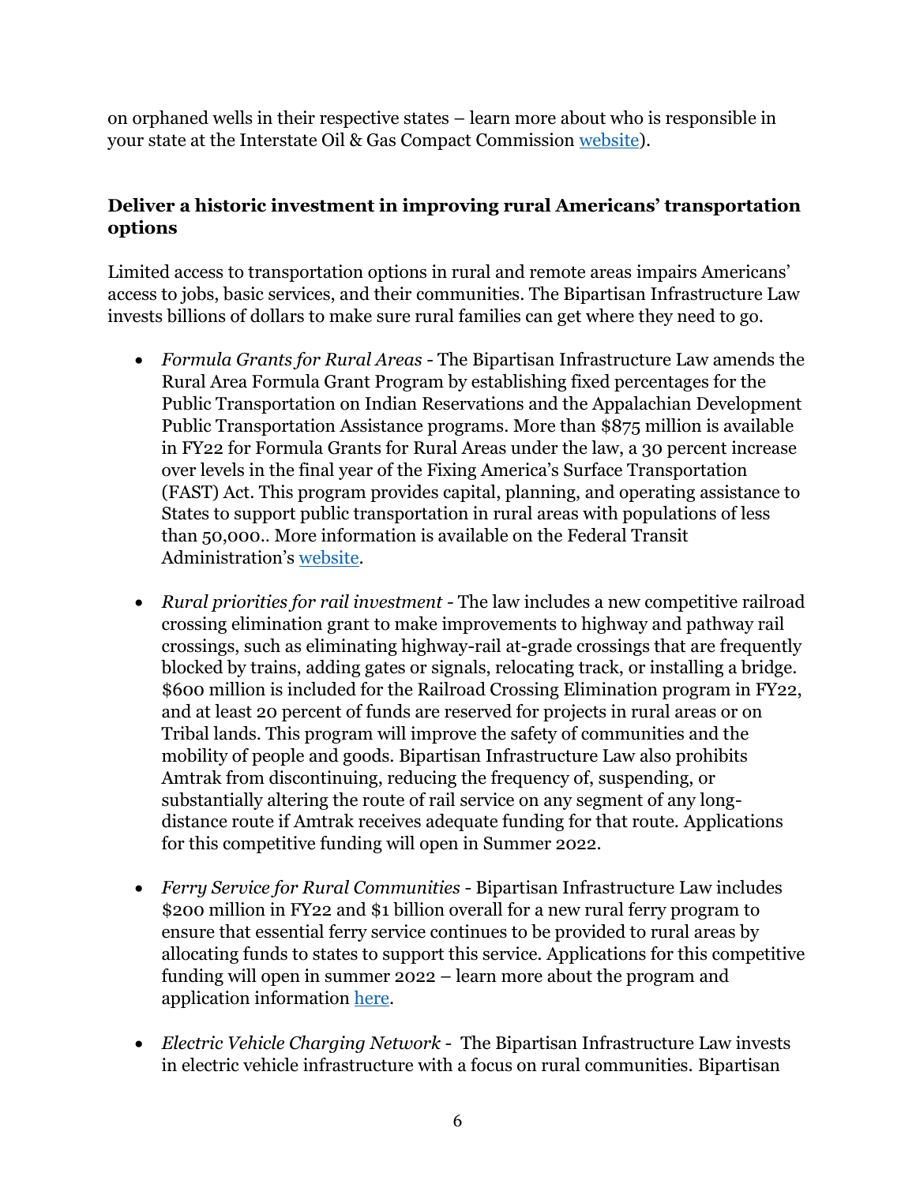on orphaned wells in their respective states – learn more about who is responsible in your state at the Interstate Oil & Gas Compact Commission [website](website)).

**Deliver a historic investment in improving rural Americans' transportation options**

Limited access to transportation options in rural and remote areas impairs Americans' access to jobs, basic services, and their communities. The Bipartisan Infrastructure Law invests billions of dollars to make sure rural families can get where they need to go.

- *Formula Grants for Rural Areas* - The Bipartisan Infrastructure Law amends the Rural Area Formula Grant Program by establishing fixed percentages for the Public Transportation on Indian Reservations and the Appalachian Development Public Transportation Assistance programs. More than $875 million is available in FY22 for Formula Grants for Rural Areas under the law, a 30 percent increase over levels in the final year of the Fixing America's Surface Transportation (FAST) Act. This program provides capital, planning, and operating assistance to States to support public transportation in rural areas with populations of less than 50,000.. More information is available on the Federal Transit Administration's website.

- *Rural priorities for rail investment* - The law includes a new competitive railroad crossing elimination grant to make improvements to highway and pathway rail crossings, such as eliminating highway-rail at-grade crossings that are frequently blocked by trains, adding gates or signals, relocating track, or installing a bridge. $600 million is included for the Railroad Crossing Elimination program in FY22, and at least 20 percent of funds are reserved for projects in rural areas or on Tribal lands. This program will improve the safety of communities and the mobility of people and goods. Bipartisan Infrastructure Law also prohibits Amtrak from discontinuing, reducing the frequency of, suspending, or substantially altering the route of rail service on any segment of any long-distance route if Amtrak receives adequate funding for that route. Applications for this competitive funding will open in Summer 2022.

- *Ferry Service for Rural Communities* - Bipartisan Infrastructure Law includes $200 million in FY22 and $1 billion overall for a new rural ferry program to ensure that essential ferry service continues to be provided to rural areas by allocating funds to states to support this service. Applications for this competitive funding will open in summer 2022 – learn more about the program and application information here.

- *Electric Vehicle Charging Network* - The Bipartisan Infrastructure Law invests in electric vehicle infrastructure with a focus on rural communities. Bipartisan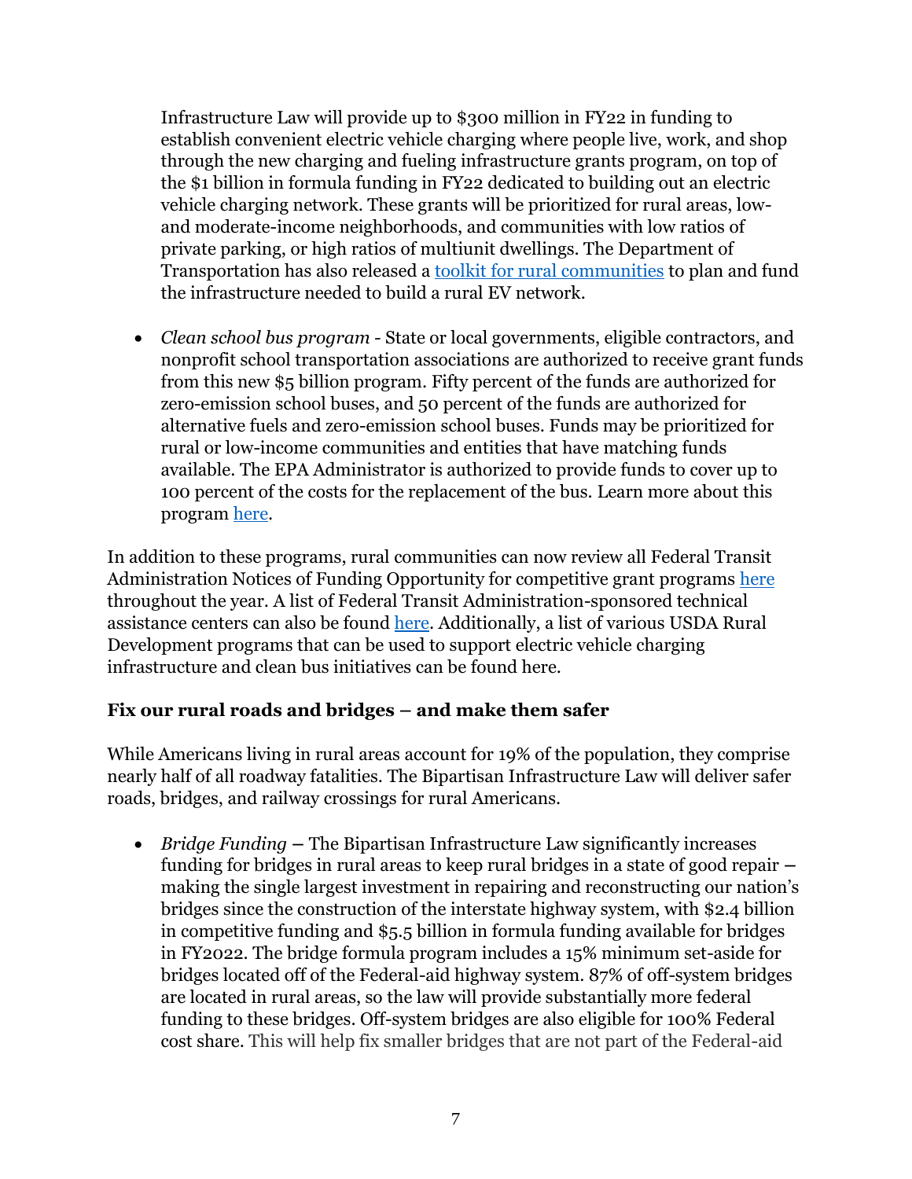Infrastructure Law will provide up to $300 million in FY22 in funding to establish convenient electric vehicle charging where people live, work, and shop through the new charging and fueling infrastructure grants program, on top of the $1 billion in formula funding in FY22 dedicated to building out an electric vehicle charging network. These grants will be prioritized for rural areas, low- and moderate-income neighborhoods, and communities with low ratios of private parking, or high ratios of multiunit dwellings. The Department of Transportation has also released a [toolkit for rural communities] to plan and fund the infrastructure needed to build a rural EV network.

- *Clean school bus program* - State or local governments, eligible contractors, and nonprofit school transportation associations are authorized to receive grant funds from this new $5 billion program. Fifty percent of the funds are authorized for zero-emission school buses, and 50 percent of the funds are authorized for alternative fuels and zero-emission school buses. Funds may be prioritized for rural or low-income communities and entities that have matching funds available. The EPA Administrator is authorized to provide funds to cover up to 100 percent of the costs for the replacement of the bus. Learn more about this program [here].

In addition to these programs, rural communities can now review all Federal Transit Administration Notices of Funding Opportunity for competitive grant programs [here] throughout the year. A list of Federal Transit Administration-sponsored technical assistance centers can also be found [here]. Additionally, a list of various USDA Rural Development programs that can be used to support electric vehicle charging infrastructure and clean bus initiatives can be found here.

### Fix our rural roads and bridges – and make them safer

While Americans living in rural areas account for 19% of the population, they comprise nearly half of all roadway fatalities. The Bipartisan Infrastructure Law will deliver safer roads, bridges, and railway crossings for rural Americans.

- *Bridge Funding* – The Bipartisan Infrastructure Law significantly increases funding for bridges in rural areas to keep rural bridges in a state of good repair – making the single largest investment in repairing and reconstructing our nation's bridges since the construction of the interstate highway system, with $2.4 billion in competitive funding and $5.5 billion in formula funding available for bridges in FY2022. The bridge formula program includes a 15% minimum set-aside for bridges located off of the Federal-aid highway system. 87% of off-system bridges are located in rural areas, so the law will provide substantially more federal funding to these bridges. Off-system bridges are also eligible for 100% Federal cost share. This will help fix smaller bridges that are not part of the Federal-aid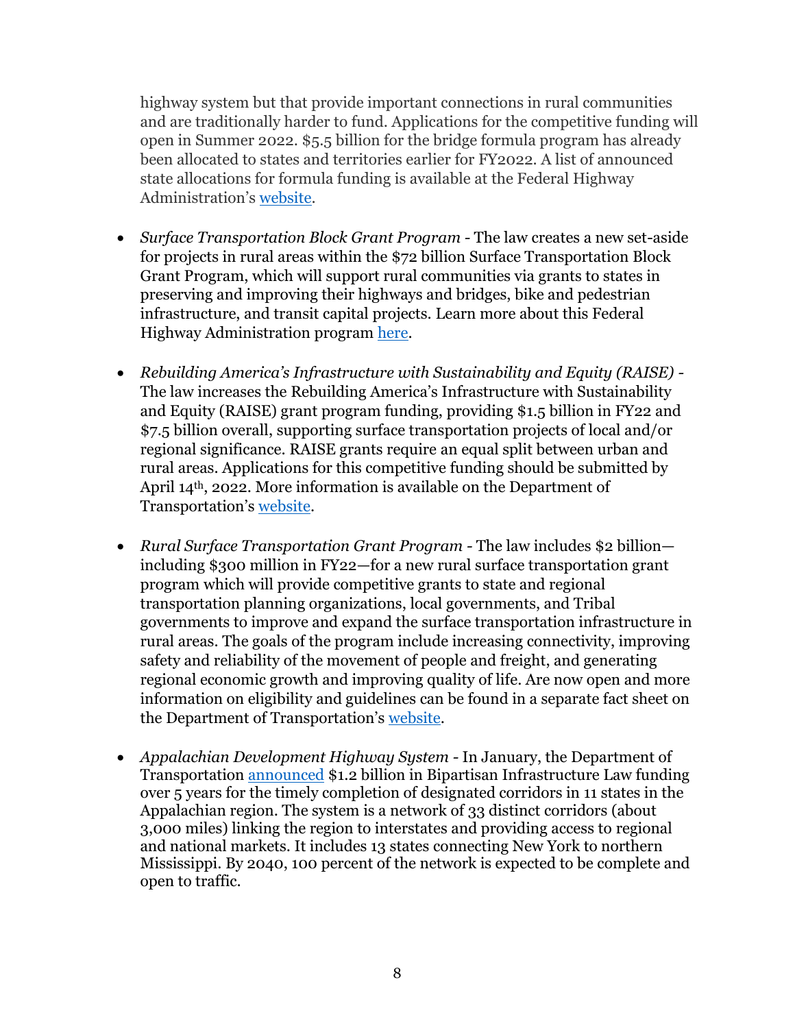highway system but that provide important connections in rural communities and are traditionally harder to fund. Applications for the competitive funding will open in Summer 2022. $5.5 billion for the bridge formula program has already been allocated to states and territories earlier for FY2022. A list of announced state allocations for formula funding is available at the Federal Highway Administration's website.

- *Surface Transportation Block Grant Program* - The law creates a new set-aside for projects in rural areas within the $72 billion Surface Transportation Block Grant Program, which will support rural communities via grants to states in preserving and improving their highways and bridges, bike and pedestrian infrastructure, and transit capital projects. Learn more about this Federal Highway Administration program here.

- *Rebuilding America's Infrastructure with Sustainability and Equity (RAISE)* - The law increases the Rebuilding America's Infrastructure with Sustainability and Equity (RAISE) grant program funding, providing $1.5 billion in FY22 and $7.5 billion overall, supporting surface transportation projects of local and/or regional significance. RAISE grants require an equal split between urban and rural areas. Applications for this competitive funding should be submitted by April 14th, 2022. More information is available on the Department of Transportation's website.

- *Rural Surface Transportation Grant Program* - The law includes $2 billion—including $300 million in FY22—for a new rural surface transportation grant program which will provide competitive grants to state and regional transportation planning organizations, local governments, and Tribal governments to improve and expand the surface transportation infrastructure in rural areas. The goals of the program include increasing connectivity, improving safety and reliability of the movement of people and freight, and generating regional economic growth and improving quality of life. Are now open and more information on eligibility and guidelines can be found in a separate fact sheet on the Department of Transportation's website.

- *Appalachian Development Highway System* - In January, the Department of Transportation announced $1.2 billion in Bipartisan Infrastructure Law funding over 5 years for the timely completion of designated corridors in 11 states in the Appalachian region. The system is a network of 33 distinct corridors (about 3,000 miles) linking the region to interstates and providing access to regional and national markets. It includes 13 states connecting New York to northern Mississippi. By 2040, 100 percent of the network is expected to be complete and open to traffic.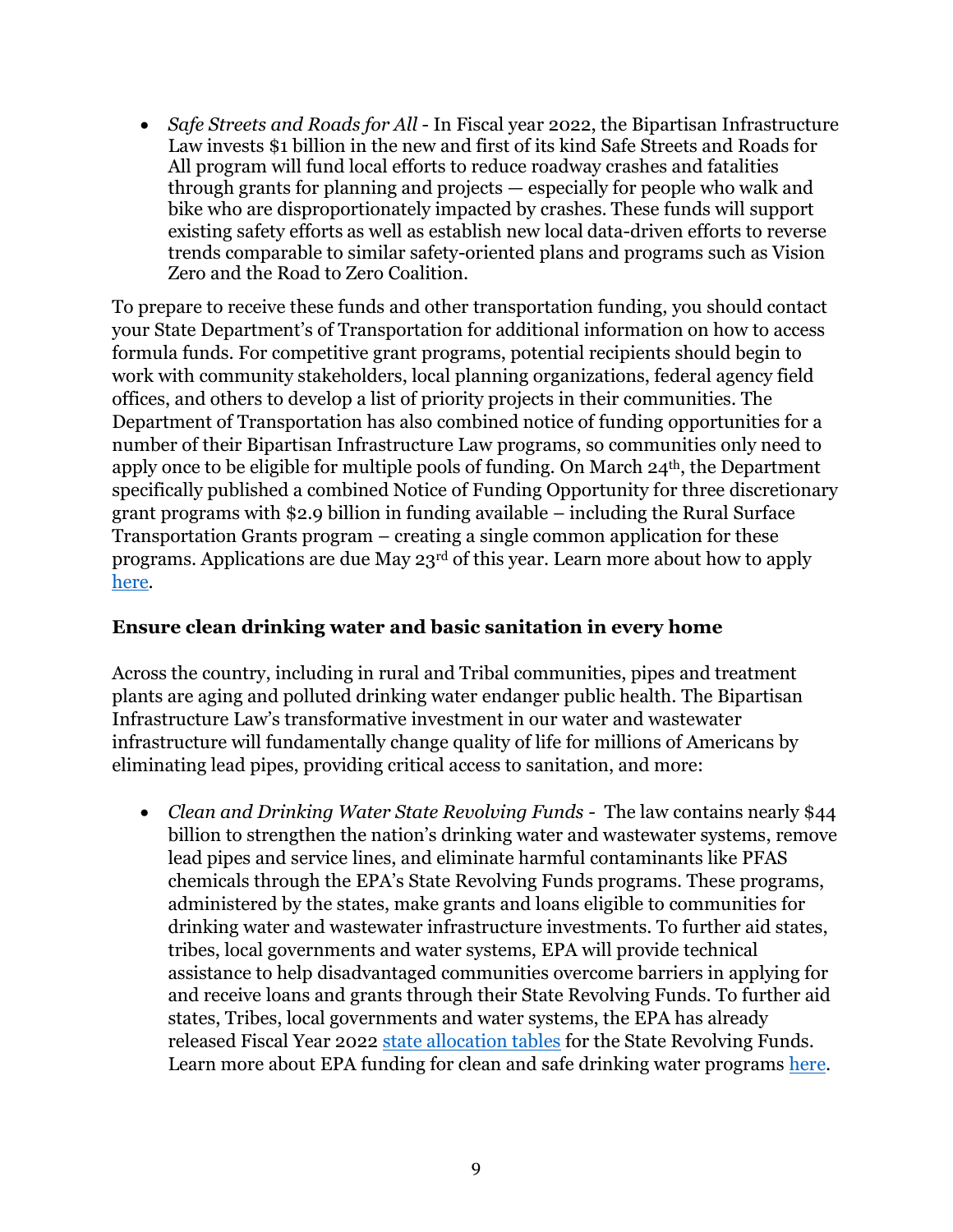- *Safe Streets and Roads for All* - In Fiscal year 2022, the Bipartisan Infrastructure Law invests $1 billion in the new and first of its kind Safe Streets and Roads for All program will fund local efforts to reduce roadway crashes and fatalities through grants for planning and projects — especially for people who walk and bike who are disproportionately impacted by crashes. These funds will support existing safety efforts as well as establish new local data-driven efforts to reverse trends comparable to similar safety-oriented plans and programs such as Vision Zero and the Road to Zero Coalition.

To prepare to receive these funds and other transportation funding, you should contact your State Department's of Transportation for additional information on how to access formula funds. For competitive grant programs, potential recipients should begin to work with community stakeholders, local planning organizations, federal agency field offices, and others to develop a list of priority projects in their communities. The Department of Transportation has also combined notice of funding opportunities for a number of their Bipartisan Infrastructure Law programs, so communities only need to apply once to be eligible for multiple pools of funding. On March 24th, the Department specifically published a combined Notice of Funding Opportunity for three discretionary grant programs with $2.9 billion in funding available – including the Rural Surface Transportation Grants program – creating a single common application for these programs. Applications are due May 23rd of this year. Learn more about how to apply here.

**Ensure clean drinking water and basic sanitation in every home**

Across the country, including in rural and Tribal communities, pipes and treatment plants are aging and polluted drinking water endanger public health. The Bipartisan Infrastructure Law's transformative investment in our water and wastewater infrastructure will fundamentally change quality of life for millions of Americans by eliminating lead pipes, providing critical access to sanitation, and more:

- *Clean and Drinking Water State Revolving Funds* - The law contains nearly $44 billion to strengthen the nation's drinking water and wastewater systems, remove lead pipes and service lines, and eliminate harmful contaminants like PFAS chemicals through the EPA's State Revolving Funds programs. These programs, administered by the states, make grants and loans eligible to communities for drinking water and wastewater infrastructure investments. To further aid states, tribes, local governments and water systems, EPA will provide technical assistance to help disadvantaged communities overcome barriers in applying for and receive loans and grants through their State Revolving Funds. To further aid states, Tribes, local governments and water systems, the EPA has already released Fiscal Year 2022 state allocation tables for the State Revolving Funds. Learn more about EPA funding for clean and safe drinking water programs here.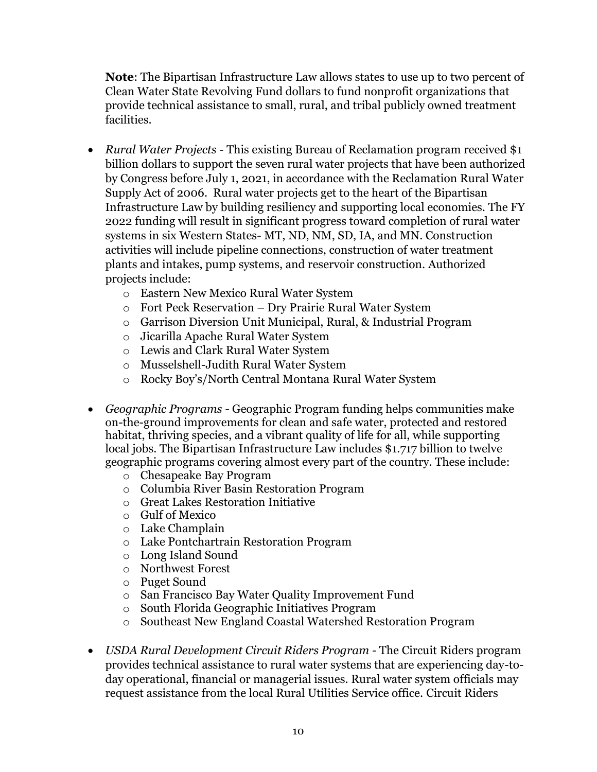**Note**: The Bipartisan Infrastructure Law allows states to use up to two percent of Clean Water State Revolving Fund dollars to fund nonprofit organizations that provide technical assistance to small, rural, and tribal publicly owned treatment facilities.

- *Rural Water Projects* - This existing Bureau of Reclamation program received $1 billion dollars to support the seven rural water projects that have been authorized by Congress before July 1, 2021, in accordance with the Reclamation Rural Water Supply Act of 2006. Rural water projects get to the heart of the Bipartisan Infrastructure Law by building resiliency and supporting local economies. The FY 2022 funding will result in significant progress toward completion of rural water systems in six Western States- MT, ND, NM, SD, IA, and MN. Construction activities will include pipeline connections, construction of water treatment plants and intakes, pump systems, and reservoir construction. Authorized projects include:
  - Eastern New Mexico Rural Water System
  - Fort Peck Reservation – Dry Prairie Rural Water System
  - Garrison Diversion Unit Municipal, Rural, & Industrial Program
  - Jicarilla Apache Rural Water System
  - Lewis and Clark Rural Water System
  - Musselshell-Judith Rural Water System
  - Rocky Boy's/North Central Montana Rural Water System

- *Geographic Programs* - Geographic Program funding helps communities make on-the-ground improvements for clean and safe water, protected and restored habitat, thriving species, and a vibrant quality of life for all, while supporting local jobs. The Bipartisan Infrastructure Law includes $1.717 billion to twelve geographic programs covering almost every part of the country. These include:
  - Chesapeake Bay Program
  - Columbia River Basin Restoration Program
  - Great Lakes Restoration Initiative
  - Gulf of Mexico
  - Lake Champlain
  - Lake Pontchartrain Restoration Program
  - Long Island Sound
  - Northwest Forest
  - Puget Sound
  - San Francisco Bay Water Quality Improvement Fund
  - South Florida Geographic Initiatives Program
  - Southeast New England Coastal Watershed Restoration Program

- *USDA Rural Development Circuit Riders Program* - The Circuit Riders program provides technical assistance to rural water systems that are experiencing day-to-day operational, financial or managerial issues. Rural water system officials may request assistance from the local Rural Utilities Service office. Circuit Riders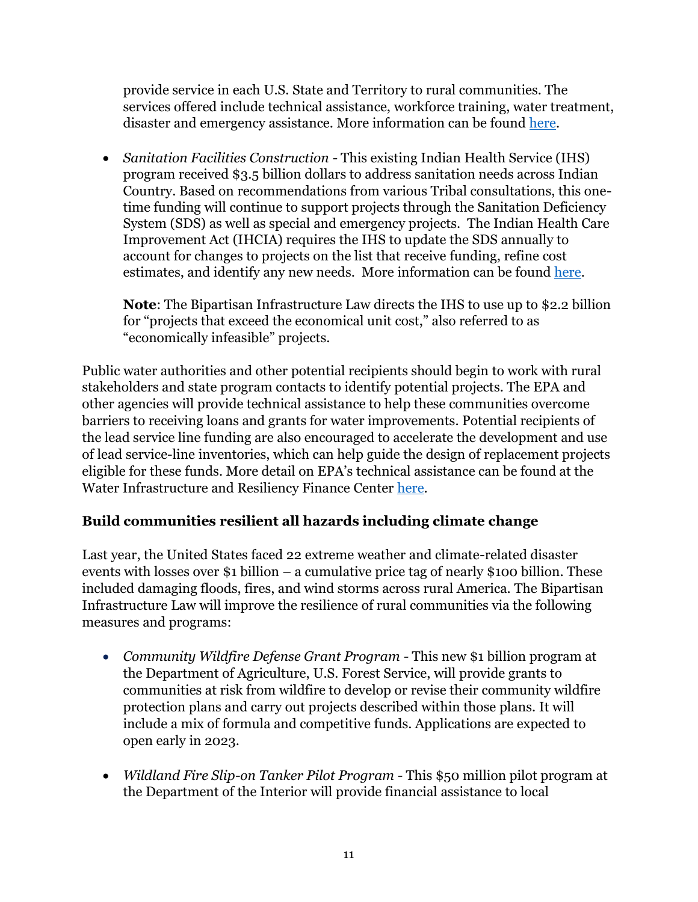provide service in each U.S. State and Territory to rural communities. The services offered include technical assistance, workforce training, water treatment, disaster and emergency assistance. More information can be found here.

- *Sanitation Facilities Construction* - This existing Indian Health Service (IHS) program received $3.5 billion dollars to address sanitation needs across Indian Country. Based on recommendations from various Tribal consultations, this one-time funding will continue to support projects through the Sanitation Deficiency System (SDS) as well as special and emergency projects. The Indian Health Care Improvement Act (IHCIA) requires the IHS to update the SDS annually to account for changes to projects on the list that receive funding, refine cost estimates, and identify any new needs. More information can be found here.

  **Note**: The Bipartisan Infrastructure Law directs the IHS to use up to $2.2 billion for "projects that exceed the economical unit cost," also referred to as "economically infeasible" projects.

Public water authorities and other potential recipients should begin to work with rural stakeholders and state program contacts to identify potential projects. The EPA and other agencies will provide technical assistance to help these communities overcome barriers to receiving loans and grants for water improvements. Potential recipients of the lead service line funding are also encouraged to accelerate the development and use of lead service-line inventories, which can help guide the design of replacement projects eligible for these funds. More detail on EPA's technical assistance can be found at the Water Infrastructure and Resiliency Finance Center here.

### Build communities resilient all hazards including climate change

Last year, the United States faced 22 extreme weather and climate-related disaster events with losses over $1 billion – a cumulative price tag of nearly $100 billion. These included damaging floods, fires, and wind storms across rural America. The Bipartisan Infrastructure Law will improve the resilience of rural communities via the following measures and programs:

- *Community Wildfire Defense Grant Program* - This new $1 billion program at the Department of Agriculture, U.S. Forest Service, will provide grants to communities at risk from wildfire to develop or revise their community wildfire protection plans and carry out projects described within those plans. It will include a mix of formula and competitive funds. Applications are expected to open early in 2023.

- *Wildland Fire Slip-on Tanker Pilot Program* - This $50 million pilot program at the Department of the Interior will provide financial assistance to local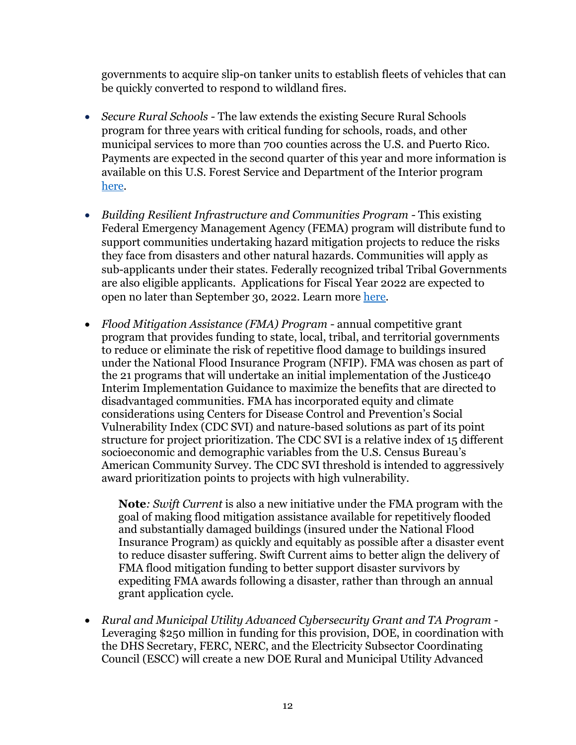governments to acquire slip-on tanker units to establish fleets of vehicles that can be quickly converted to respond to wildland fires.

- *Secure Rural Schools* - The law extends the existing Secure Rural Schools program for three years with critical funding for schools, roads, and other municipal services to more than 700 counties across the U.S. and Puerto Rico. Payments are expected in the second quarter of this year and more information is available on this U.S. Forest Service and Department of the Interior program here.

- *Building Resilient Infrastructure and Communities Program* - This existing Federal Emergency Management Agency (FEMA) program will distribute fund to support communities undertaking hazard mitigation projects to reduce the risks they face from disasters and other natural hazards. Communities will apply as sub-applicants under their states. Federally recognized tribal Tribal Governments are also eligible applicants. Applications for Fiscal Year 2022 are expected to open no later than September 30, 2022. Learn more here.

- *Flood Mitigation Assistance (FMA) Program* - annual competitive grant program that provides funding to state, local, tribal, and territorial governments to reduce or eliminate the risk of repetitive flood damage to buildings insured under the National Flood Insurance Program (NFIP). FMA was chosen as part of the 21 programs that will undertake an initial implementation of the Justice40 Interim Implementation Guidance to maximize the benefits that are directed to disadvantaged communities. FMA has incorporated equity and climate considerations using Centers for Disease Control and Prevention's Social Vulnerability Index (CDC SVI) and nature-based solutions as part of its point structure for project prioritization. The CDC SVI is a relative index of 15 different socioeconomic and demographic variables from the U.S. Census Bureau's American Community Survey. The CDC SVI threshold is intended to aggressively award prioritization points to projects with high vulnerability.

  **Note***: Swift Current* is also a new initiative under the FMA program with the goal of making flood mitigation assistance available for repetitively flooded and substantially damaged buildings (insured under the National Flood Insurance Program) as quickly and equitably as possible after a disaster event to reduce disaster suffering. Swift Current aims to better align the delivery of FMA flood mitigation funding to better support disaster survivors by expediting FMA awards following a disaster, rather than through an annual grant application cycle.

- *Rural and Municipal Utility Advanced Cybersecurity Grant and TA Program* - Leveraging $250 million in funding for this provision, DOE, in coordination with the DHS Secretary, FERC, NERC, and the Electricity Subsector Coordinating Council (ESCC) will create a new DOE Rural and Municipal Utility Advanced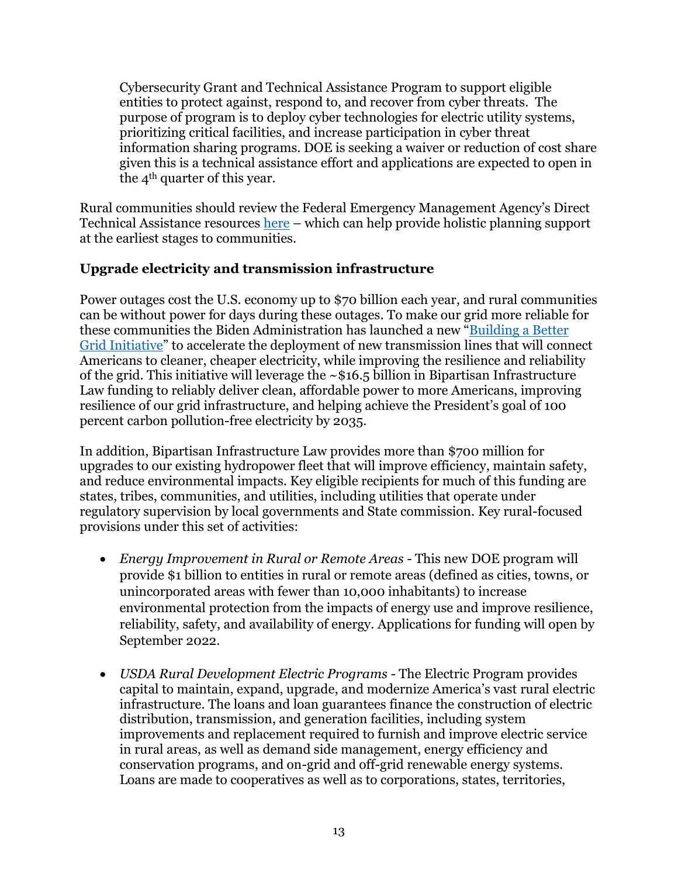Cybersecurity Grant and Technical Assistance Program to support eligible entities to protect against, respond to, and recover from cyber threats. The purpose of program is to deploy cyber technologies for electric utility systems, prioritizing critical facilities, and increase participation in cyber threat information sharing programs. DOE is seeking a waiver or reduction of cost share given this is a technical assistance effort and applications are expected to open in the 4th quarter of this year.

Rural communities should review the Federal Emergency Management Agency's Direct Technical Assistance resources here – which can help provide holistic planning support at the earliest stages to communities.

### Upgrade electricity and transmission infrastructure

Power outages cost the U.S. economy up to $70 billion each year, and rural communities can be without power for days during these outages. To make our grid more reliable for these communities the Biden Administration has launched a new "Building a Better Grid Initiative" to accelerate the deployment of new transmission lines that will connect Americans to cleaner, cheaper electricity, while improving the resilience and reliability of the grid. This initiative will leverage the ~$16.5 billion in Bipartisan Infrastructure Law funding to reliably deliver clean, affordable power to more Americans, improving resilience of our grid infrastructure, and helping achieve the President's goal of 100 percent carbon pollution-free electricity by 2035.

In addition, Bipartisan Infrastructure Law provides more than $700 million for upgrades to our existing hydropower fleet that will improve efficiency, maintain safety, and reduce environmental impacts. Key eligible recipients for much of this funding are states, tribes, communities, and utilities, including utilities that operate under regulatory supervision by local governments and State commission. Key rural-focused provisions under this set of activities:

- *Energy Improvement in Rural or Remote Areas* - This new DOE program will provide $1 billion to entities in rural or remote areas (defined as cities, towns, or unincorporated areas with fewer than 10,000 inhabitants) to increase environmental protection from the impacts of energy use and improve resilience, reliability, safety, and availability of energy. Applications for funding will open by September 2022.

- *USDA Rural Development Electric Programs* - The Electric Program provides capital to maintain, expand, upgrade, and modernize America's vast rural electric infrastructure. The loans and loan guarantees finance the construction of electric distribution, transmission, and generation facilities, including system improvements and replacement required to furnish and improve electric service in rural areas, as well as demand side management, energy efficiency and conservation programs, and on-grid and off-grid renewable energy systems. Loans are made to cooperatives as well as to corporations, states, territories,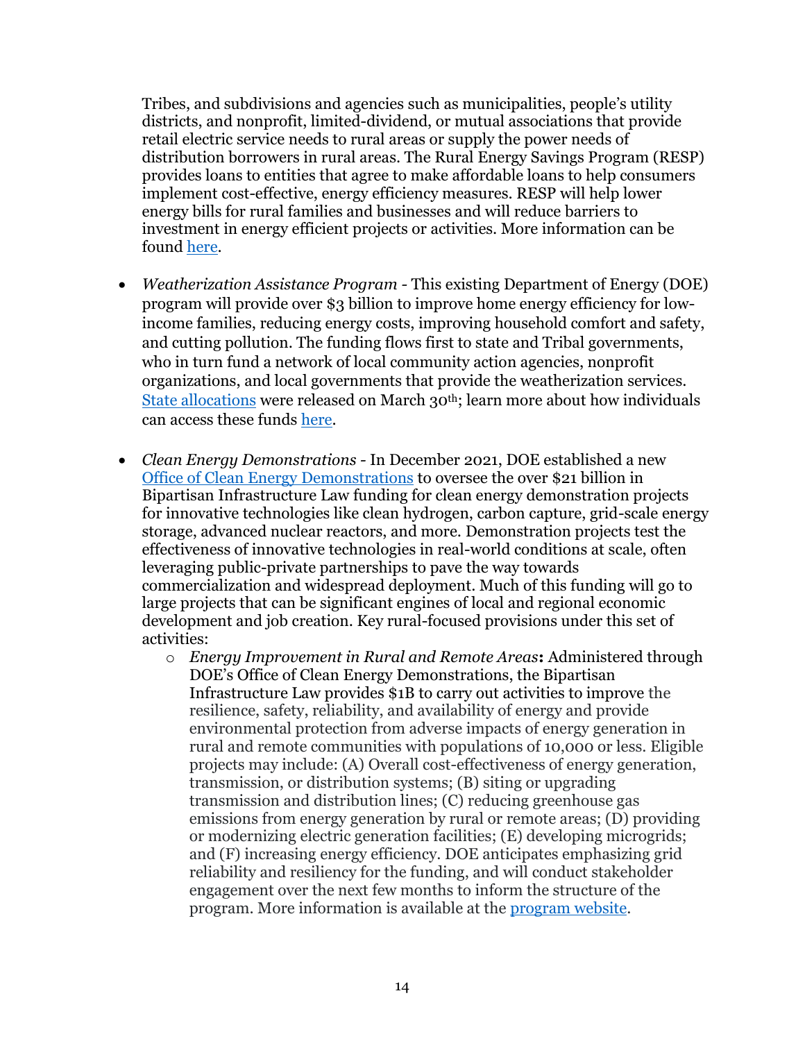Tribes, and subdivisions and agencies such as municipalities, people's utility districts, and nonprofit, limited-dividend, or mutual associations that provide retail electric service needs to rural areas or supply the power needs of distribution borrowers in rural areas. The Rural Energy Savings Program (RESP) provides loans to entities that agree to make affordable loans to help consumers implement cost-effective, energy efficiency measures. RESP will help lower energy bills for rural families and businesses and will reduce barriers to investment in energy efficient projects or activities. More information can be found here.

- *Weatherization Assistance Program* - This existing Department of Energy (DOE) program will provide over $3 billion to improve home energy efficiency for low-income families, reducing energy costs, improving household comfort and safety, and cutting pollution. The funding flows first to state and Tribal governments, who in turn fund a network of local community action agencies, nonprofit organizations, and local governments that provide the weatherization services. State allocations were released on March 30th; learn more about how individuals can access these funds here.

- *Clean Energy Demonstrations* - In December 2021, DOE established a new Office of Clean Energy Demonstrations to oversee the over $21 billion in Bipartisan Infrastructure Law funding for clean energy demonstration projects for innovative technologies like clean hydrogen, carbon capture, grid-scale energy storage, advanced nuclear reactors, and more. Demonstration projects test the effectiveness of innovative technologies in real-world conditions at scale, often leveraging public-private partnerships to pave the way towards commercialization and widespread deployment. Much of this funding will go to large projects that can be significant engines of local and regional economic development and job creation. Key rural-focused provisions under this set of activities:
  - *Energy Improvement in Rural and Remote Areas*: Administered through DOE's Office of Clean Energy Demonstrations, the Bipartisan Infrastructure Law provides $1B to carry out activities to improve the resilience, safety, reliability, and availability of energy and provide environmental protection from adverse impacts of energy generation in rural and remote communities with populations of 10,000 or less. Eligible projects may include: (A) Overall cost-effectiveness of energy generation, transmission, or distribution systems; (B) siting or upgrading transmission and distribution lines; (C) reducing greenhouse gas emissions from energy generation by rural or remote areas; (D) providing or modernizing electric generation facilities; (E) developing microgrids; and (F) increasing energy efficiency. DOE anticipates emphasizing grid reliability and resiliency for the funding, and will conduct stakeholder engagement over the next few months to inform the structure of the program. More information is available at the program website.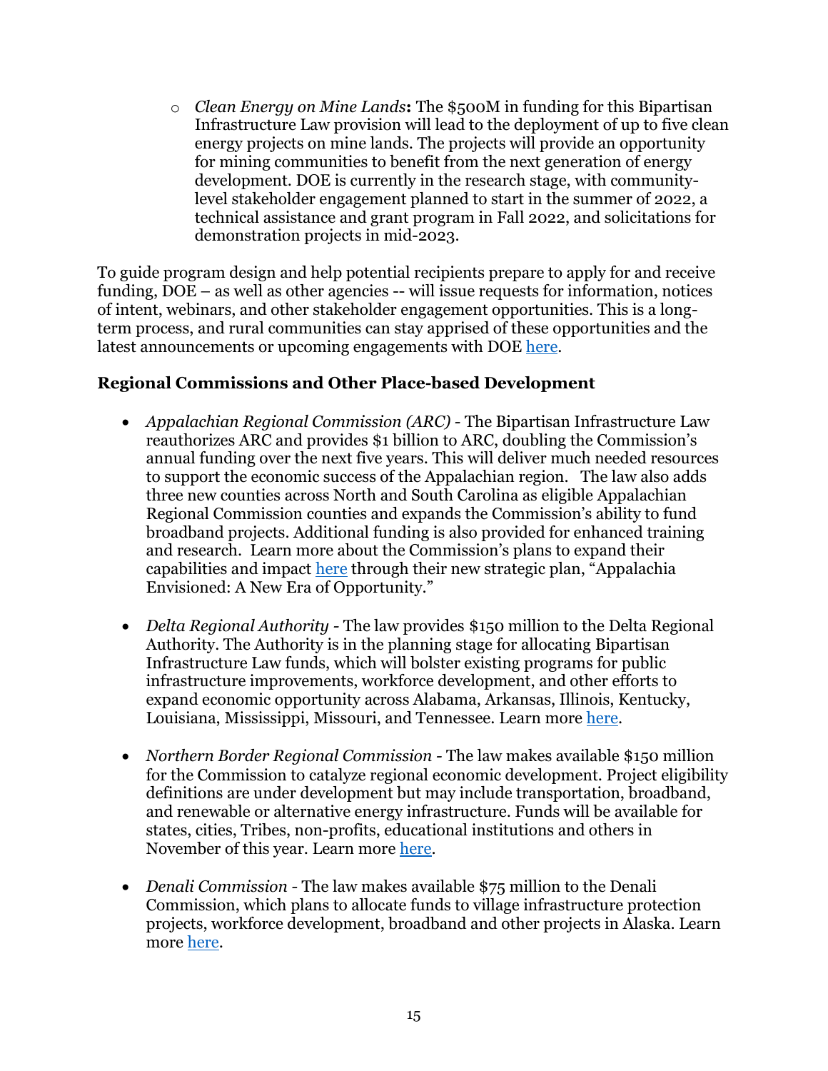- *Clean Energy on Mine Lands***:** The $500M in funding for this Bipartisan Infrastructure Law provision will lead to the deployment of up to five clean energy projects on mine lands. The projects will provide an opportunity for mining communities to benefit from the next generation of energy development. DOE is currently in the research stage, with community-level stakeholder engagement planned to start in the summer of 2022, a technical assistance and grant program in Fall 2022, and solicitations for demonstration projects in mid-2023.

To guide program design and help potential recipients prepare to apply for and receive funding, DOE – as well as other agencies -- will issue requests for information, notices of intent, webinars, and other stakeholder engagement opportunities. This is a long-term process, and rural communities can stay apprised of these opportunities and the latest announcements or upcoming engagements with DOE here.

### Regional Commissions and Other Place-based Development

- *Appalachian Regional Commission (ARC)* - The Bipartisan Infrastructure Law reauthorizes ARC and provides $1 billion to ARC, doubling the Commission's annual funding over the next five years. This will deliver much needed resources to support the economic success of the Appalachian region. The law also adds three new counties across North and South Carolina as eligible Appalachian Regional Commission counties and expands the Commission's ability to fund broadband projects. Additional funding is also provided for enhanced training and research. Learn more about the Commission's plans to expand their capabilities and impact here through their new strategic plan, "Appalachia Envisioned: A New Era of Opportunity."

- *Delta Regional Authority* - The law provides $150 million to the Delta Regional Authority. The Authority is in the planning stage for allocating Bipartisan Infrastructure Law funds, which will bolster existing programs for public infrastructure improvements, workforce development, and other efforts to expand economic opportunity across Alabama, Arkansas, Illinois, Kentucky, Louisiana, Mississippi, Missouri, and Tennessee. Learn more here.

- *Northern Border Regional Commission* - The law makes available $150 million for the Commission to catalyze regional economic development. Project eligibility definitions are under development but may include transportation, broadband, and renewable or alternative energy infrastructure. Funds will be available for states, cities, Tribes, non-profits, educational institutions and others in November of this year. Learn more here.

- *Denali Commission* - The law makes available $75 million to the Denali Commission, which plans to allocate funds to village infrastructure protection projects, workforce development, broadband and other projects in Alaska. Learn more here.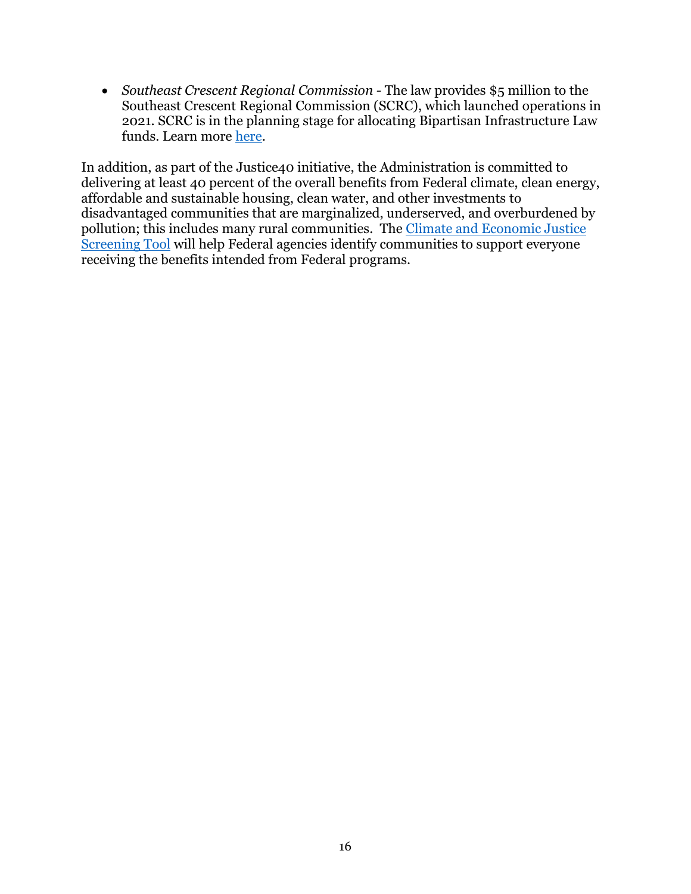- *Southeast Crescent Regional Commission* - The law provides $5 million to the Southeast Crescent Regional Commission (SCRC), which launched operations in 2021. SCRC is in the planning stage for allocating Bipartisan Infrastructure Law funds. Learn more here.

In addition, as part of the Justice40 initiative, the Administration is committed to delivering at least 40 percent of the overall benefits from Federal climate, clean energy, affordable and sustainable housing, clean water, and other investments to disadvantaged communities that are marginalized, underserved, and overburdened by pollution; this includes many rural communities. The Climate and Economic Justice Screening Tool will help Federal agencies identify communities to support everyone receiving the benefits intended from Federal programs.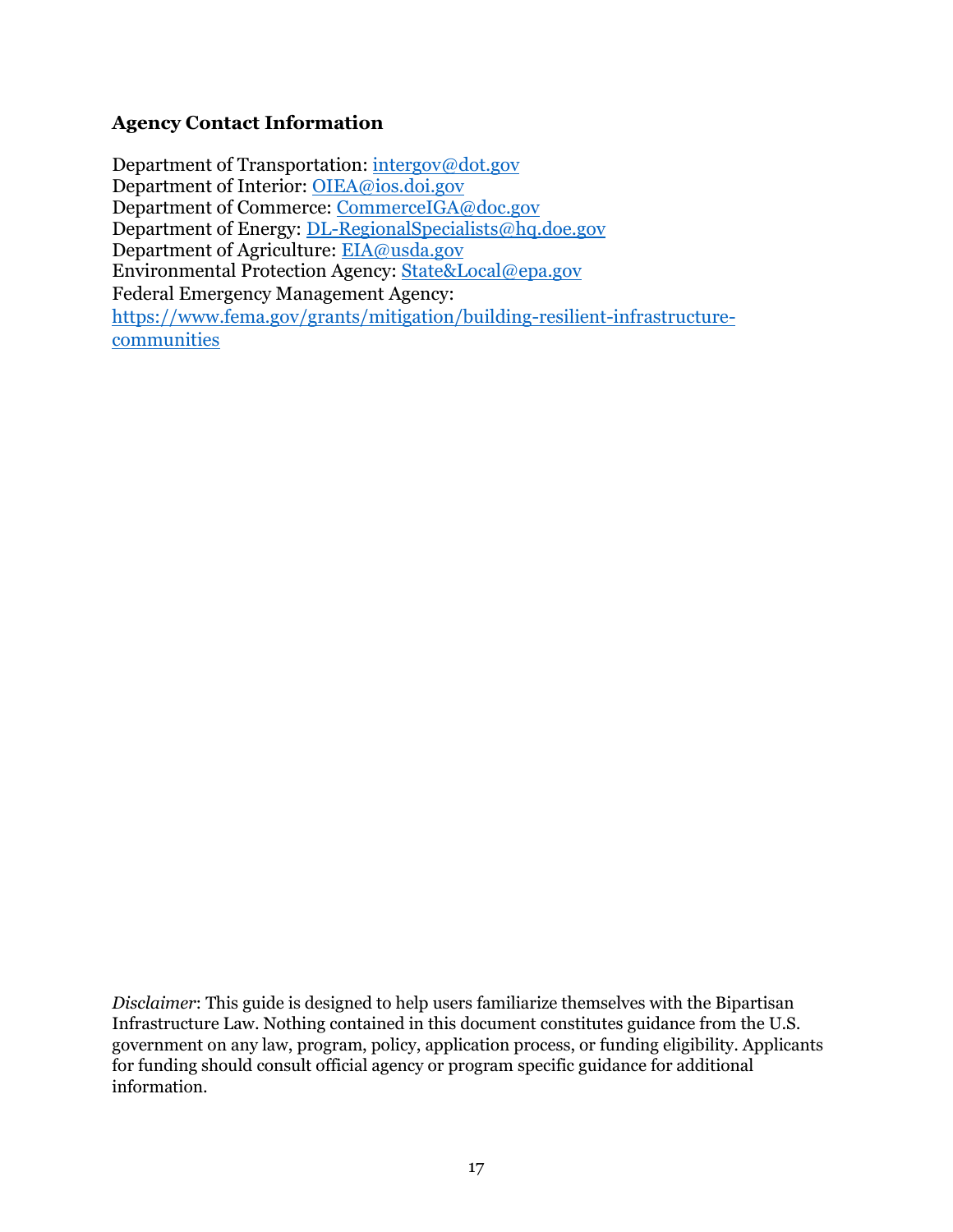### Agency Contact Information

Department of Transportation: intergov@dot.gov
Department of Interior: OIEA@ios.doi.gov
Department of Commerce: CommerceIGA@doc.gov
Department of Energy: DL-RegionalSpecialists@hq.doe.gov
Department of Agriculture: EIA@usda.gov
Environmental Protection Agency: State&Local@epa.gov
Federal Emergency Management Agency:
https://www.fema.gov/grants/mitigation/building-resilient-infrastructure-communities

*Disclaimer*: This guide is designed to help users familiarize themselves with the Bipartisan Infrastructure Law. Nothing contained in this document constitutes guidance from the U.S. government on any law, program, policy, application process, or funding eligibility. Applicants for funding should consult official agency or program specific guidance for additional information.